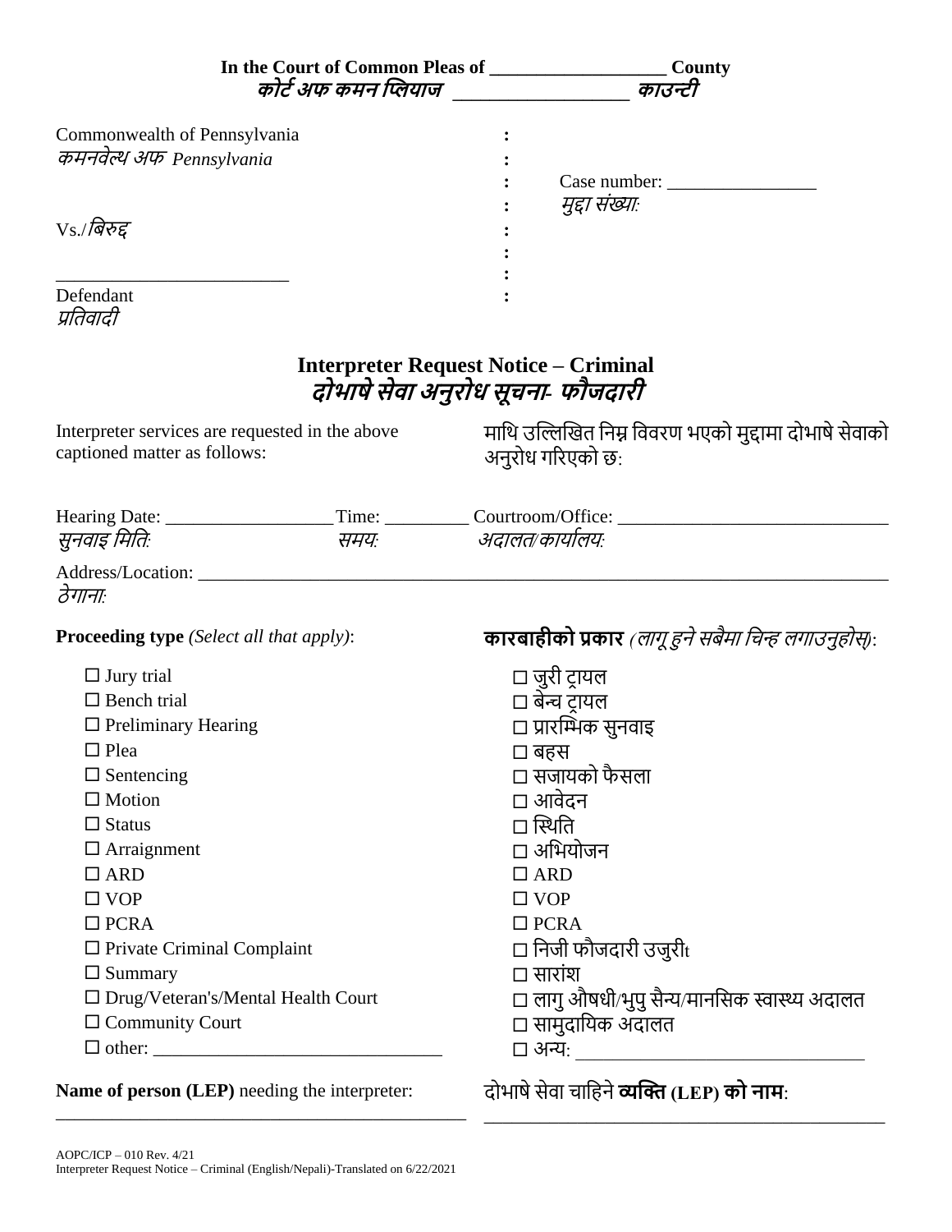**In the Court of Common Pleas of \_\_\_\_\_\_\_\_\_\_\_\_\_\_\_\_\_\_\_ County**
***कोर्ट अफ कमन प्लियाज \_\_\_\_\_\_\_\_\_\_\_\_\_\_\_\_\_\_ काउन्टी***

| | | |
|---|---|---|
| Commonwealth of Pennsylvania<br>*कमनवेल्थ अफ Pennsylvania* | : | |
| | : | Case number: \_\_\_\_\_\_\_\_\_\_\_\_\_\_\_\_<br>*मुद्दा संख्याः* |
| Vs./*बिरुद्द* | : | |
| \_\_\_\_\_\_\_\_\_\_\_\_\_\_\_\_\_\_\_\_\_\_\_\_\_<br>Defendant<br>*प्रतिवादी* | : | |

## Interpreter Request Notice – Criminal
## *दोभाषे सेवा अनुरोध सूचना- फौजदारी*

Interpreter services are requested in the above captioned matter as follows:

माथि उल्लिखित निम्न विवरण भएको मुद्दामा दोभाषे सेवाको अनुरोध गरिएको छ:

Hearing Date: \_\_\_\_\_\_\_\_\_\_\_\_\_\_\_\_\_\_ Time: \_\_\_\_\_\_\_\_\_ Courtroom/Office: \_\_\_\_\_\_\_\_\_\_\_\_\_\_\_\_\_\_\_\_\_\_\_\_\_\_\_\_\_\_
*सुनवाइ मितिः* *समयः* *अदालत/कार्यालयः*

Address/Location: \_\_\_\_\_\_\_\_\_\_\_\_\_\_\_\_\_\_\_\_\_\_\_\_\_\_\_\_\_\_\_\_\_\_\_\_\_\_\_\_\_\_\_\_\_\_\_\_\_\_\_\_\_\_\_\_\_\_\_\_\_\_\_\_\_\_\_\_\_\_\_\_\_\_\_
*ठेगानाः*

**Proceeding type** *(Select all that apply)*:

- ☐ Jury trial
- ☐ Bench trial
- ☐ Preliminary Hearing
- ☐ Plea
- ☐ Sentencing
- ☐ Motion
- ☐ Status
- ☐ Arraignment
- ☐ ARD
- ☐ VOP
- ☐ PCRA
- ☐ Private Criminal Complaint
- ☐ Summary
- ☐ Drug/Veteran's/Mental Health Court
- ☐ Community Court
- ☐ other: \_\_\_\_\_\_\_\_\_\_\_\_\_\_\_\_\_\_\_\_\_\_\_\_\_\_\_\_\_\_\_

**कारबाहीको प्रकार** *(लागू हुने सबैमा चिन्ह लगाउनुहोस्)*:

- ☐ जुरी ट्रायल
- ☐ बेन्च ट्रायल
- ☐ प्रारम्भिक सुनवाइ
- ☐ बहस
- ☐ सजायको फैसला
- ☐ आवेदन
- ☐ स्थिति
- ☐ अभियोजन
- ☐ ARD
- ☐ VOP
- ☐ PCRA
- ☐ निजी फौजदारी उजुरीt
- ☐ सारांश
- ☐ लागु औषधी/भुपु सैन्य/मानसिक स्वास्थ्य अदालत
- ☐ सामुदायिक अदालत
- ☐ अन्य: \_\_\_\_\_\_\_\_\_\_\_\_\_\_\_\_\_\_\_\_\_\_\_\_\_\_\_\_\_\_\_

**Name of person (LEP)** needing the interpreter:
\_\_\_\_\_\_\_\_\_\_\_\_\_\_\_\_\_\_\_\_\_\_\_\_\_\_\_\_\_\_\_\_\_\_\_\_\_\_\_\_\_\_\_\_\_\_

दोभाषे सेवा चाहिने **व्यक्ति (LEP) को नाम**:
\_\_\_\_\_\_\_\_\_\_\_\_\_\_\_\_\_\_\_\_\_\_\_\_\_\_\_\_\_\_\_\_\_\_\_\_\_\_\_\_\_\_\_\_\_\_

AOPC/ICP – 010 Rev. 4/21
Interpreter Request Notice – Criminal (English/Nepali)-Translated on 6/22/2021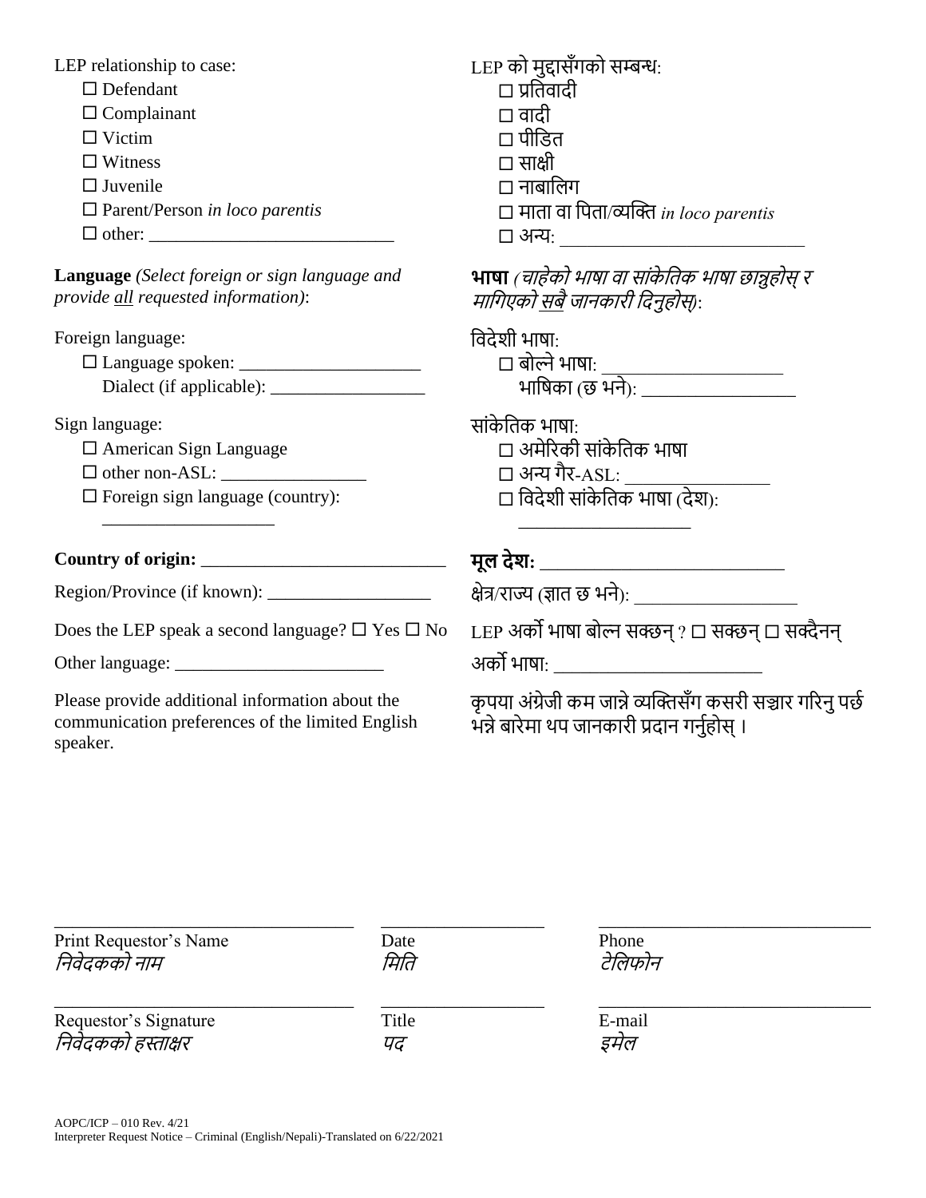LEP relationship to case:

- ☐ Defendant
- ☐ Complainant
- ☐ Victim
- ☐ Witness
- ☐ Juvenile
- ☐ Parent/Person *in loco parentis*
- ☐ other: ___________________________

LEP को मुद्दासँगको सम्बन्ध:

- ☐ प्रतिवादी
- ☐ वादी
- ☐ पीडित
- ☐ साक्षी
- ☐ नाबालिग
- ☐ माता वा पिता/व्यक्ति *in loco parentis*
- ☐ अन्य: ___________________________

**Language** *(Select foreign or sign language and provide all requested information)*:

**भाषा** *(चाहेको भाषा वा सांकेतिक भाषा छान्नुहोस् र मागिएको सबै जानकारी दिनुहोस्)*:

Foreign language:

- ☐ Language spoken: ____________________
  Dialect (if applicable): _________________

विदेशी भाषा:

- ☐ बोल्ने भाषा: ____________________
  भाषिका (छ भने): _________________

Sign language:

- ☐ American Sign Language
- ☐ other non-ASL: ________________
- ☐ Foreign sign language (country): ___________________

सांकेतिक भाषा:

- ☐ अमेरिकी सांकेतिक भाषा
- ☐ अन्य गैर-ASL: ________________
- ☐ विदेशी सांकेतिक भाषा (देश): ___________________

**Country of origin:** ___________________________

**मूल देश:** ___________________________

Region/Province (if known): __________________

क्षेत्र/राज्य (ज्ञात छ भने): _________________

Does the LEP speak a second language? ☐ Yes ☐ No

LEP अर्को भाषा बोल्न सक्छन् ? ☐ सक्छन् ☐ सक्दैनन्

Other language: _______________________

अर्को भाषा: ______________________

Please provide additional information about the communication preferences of the limited English speaker.

कृपया अंग्रेजी कम जान्ने व्यक्तिसँग कसरी सञ्चार गरिनु पर्छ भन्ने बारेमा थप जानकारी प्रदान गर्नुहोस् ।

| | | |
|---|---|---|
| ________________________________ | _________________ | _____________________________ |
| Print Requestor's Name<br>*निवेदकको नाम* | Date<br>*मिति* | Phone<br>*टेलिफोन* |
| ________________________________ | _________________ | _____________________________ |
| Requestor's Signature<br>*निवेदकको हस्ताक्षर* | Title<br>*पद* | E-mail<br>*इमेल* |

AOPC/ICP – 010 Rev. 4/21
Interpreter Request Notice – Criminal (English/Nepali)-Translated on 6/22/2021